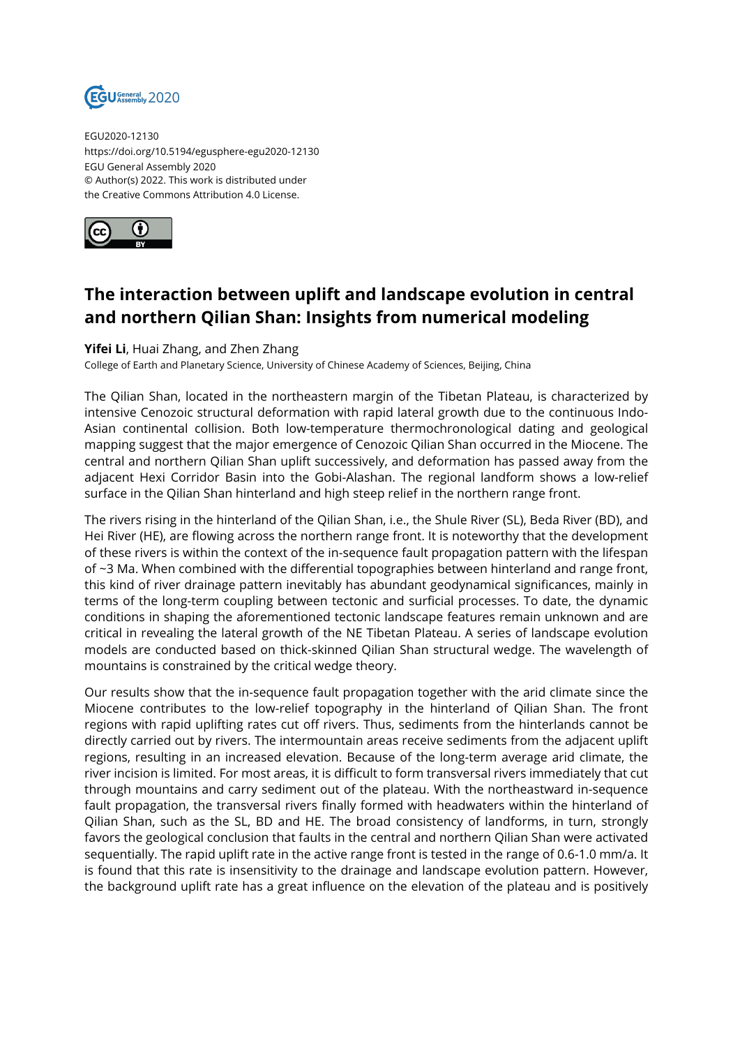EGU2020-12130
https://doi.org/10.5194/egusphere-egu2020-12130
EGU General Assembly 2020
© Author(s) 2022. This work is distributed under
the Creative Commons Attribution 4.0 License.

# The interaction between uplift and landscape evolution in central and northern Qilian Shan: Insights from numerical modeling

**Yifei Li**, Huai Zhang, and Zhen Zhang
College of Earth and Planetary Science, University of Chinese Academy of Sciences, Beijing, China

The Qilian Shan, located in the northeastern margin of the Tibetan Plateau, is characterized by intensive Cenozoic structural deformation with rapid lateral growth due to the continuous Indo-Asian continental collision. Both low-temperature thermochronological dating and geological mapping suggest that the major emergence of Cenozoic Qilian Shan occurred in the Miocene. The central and northern Qilian Shan uplift successively, and deformation has passed away from the adjacent Hexi Corridor Basin into the Gobi-Alashan. The regional landform shows a low-relief surface in the Qilian Shan hinterland and high steep relief in the northern range front.

The rivers rising in the hinterland of the Qilian Shan, i.e., the Shule River (SL), Beda River (BD), and Hei River (HE), are flowing across the northern range front. It is noteworthy that the development of these rivers is within the context of the in-sequence fault propagation pattern with the lifespan of ~3 Ma. When combined with the differential topographies between hinterland and range front, this kind of river drainage pattern inevitably has abundant geodynamical significances, mainly in terms of the long-term coupling between tectonic and surficial processes. To date, the dynamic conditions in shaping the aforementioned tectonic landscape features remain unknown and are critical in revealing the lateral growth of the NE Tibetan Plateau. A series of landscape evolution models are conducted based on thick-skinned Qilian Shan structural wedge. The wavelength of mountains is constrained by the critical wedge theory.

Our results show that the in-sequence fault propagation together with the arid climate since the Miocene contributes to the low-relief topography in the hinterland of Qilian Shan. The front regions with rapid uplifting rates cut off rivers. Thus, sediments from the hinterlands cannot be directly carried out by rivers. The intermountain areas receive sediments from the adjacent uplift regions, resulting in an increased elevation. Because of the long-term average arid climate, the river incision is limited. For most areas, it is difficult to form transversal rivers immediately that cut through mountains and carry sediment out of the plateau. With the northeastward in-sequence fault propagation, the transversal rivers finally formed with headwaters within the hinterland of Qilian Shan, such as the SL, BD and HE. The broad consistency of landforms, in turn, strongly favors the geological conclusion that faults in the central and northern Qilian Shan were activated sequentially. The rapid uplift rate in the active range front is tested in the range of 0.6-1.0 mm/a. It is found that this rate is insensitivity to the drainage and landscape evolution pattern. However, the background uplift rate has a great influence on the elevation of the plateau and is positively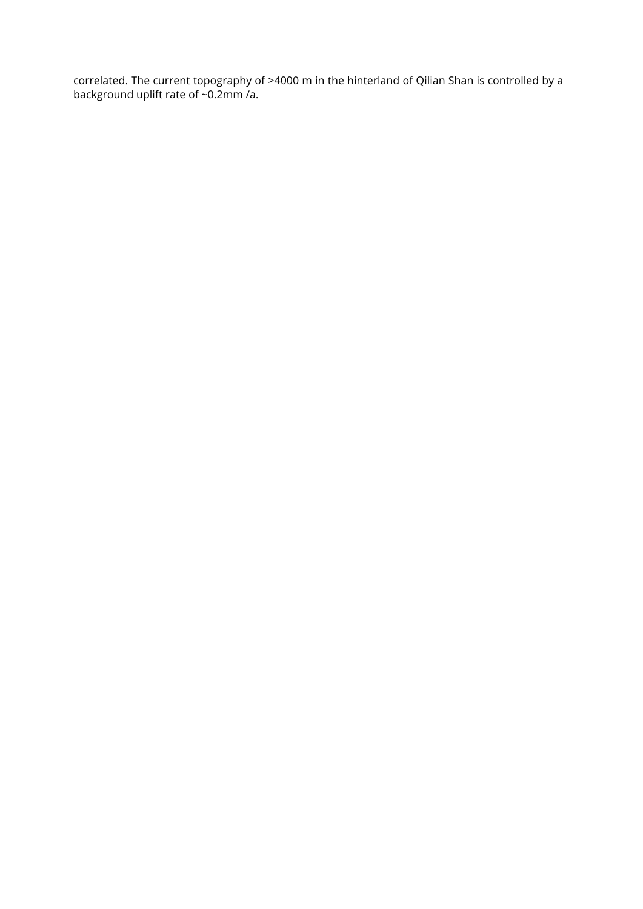correlated. The current topography of >4000 m in the hinterland of Qilian Shan is controlled by a background uplift rate of ~0.2mm /a.